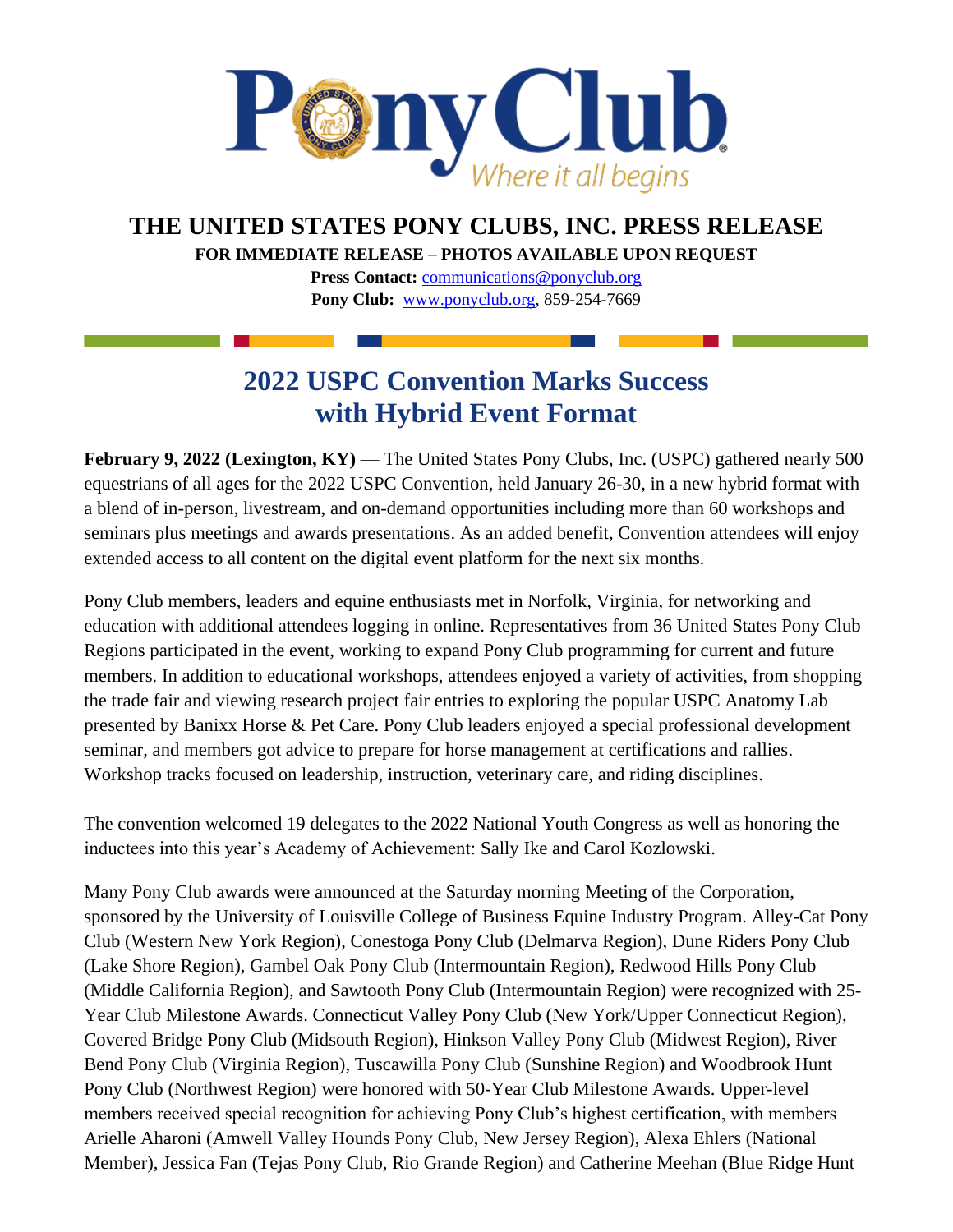Pony Club®
*Where it all begins*

# THE UNITED STATES PONY CLUBS, INC. PRESS RELEASE

**FOR IMMEDIATE RELEASE – PHOTOS AVAILABLE UPON REQUEST**

**Press Contact:** communications@ponyclub.org

**Pony Club:** www.ponyclub.org, 859-254-7669

## 2022 USPC Convention Marks Success with Hybrid Event Format

**February 9, 2022 (Lexington, KY)** — The United States Pony Clubs, Inc. (USPC) gathered nearly 500 equestrians of all ages for the 2022 USPC Convention, held January 26-30, in a new hybrid format with a blend of in-person, livestream, and on-demand opportunities including more than 60 workshops and seminars plus meetings and awards presentations. As an added benefit, Convention attendees will enjoy extended access to all content on the digital event platform for the next six months.

Pony Club members, leaders and equine enthusiasts met in Norfolk, Virginia, for networking and education with additional attendees logging in online. Representatives from 36 United States Pony Club Regions participated in the event, working to expand Pony Club programming for current and future members. In addition to educational workshops, attendees enjoyed a variety of activities, from shopping the trade fair and viewing research project fair entries to exploring the popular USPC Anatomy Lab presented by Banixx Horse & Pet Care. Pony Club leaders enjoyed a special professional development seminar, and members got advice to prepare for horse management at certifications and rallies. Workshop tracks focused on leadership, instruction, veterinary care, and riding disciplines.

The convention welcomed 19 delegates to the 2022 National Youth Congress as well as honoring the inductees into this year's Academy of Achievement: Sally Ike and Carol Kozlowski.

Many Pony Club awards were announced at the Saturday morning Meeting of the Corporation, sponsored by the University of Louisville College of Business Equine Industry Program. Alley-Cat Pony Club (Western New York Region), Conestoga Pony Club (Delmarva Region), Dune Riders Pony Club (Lake Shore Region), Gambel Oak Pony Club (Intermountain Region), Redwood Hills Pony Club (Middle California Region), and Sawtooth Pony Club (Intermountain Region) were recognized with 25-Year Club Milestone Awards. Connecticut Valley Pony Club (New York/Upper Connecticut Region), Covered Bridge Pony Club (Midsouth Region), Hinkson Valley Pony Club (Midwest Region), River Bend Pony Club (Virginia Region), Tuscawilla Pony Club (Sunshine Region) and Woodbrook Hunt Pony Club (Northwest Region) were honored with 50-Year Club Milestone Awards. Upper-level members received special recognition for achieving Pony Club's highest certification, with members Arielle Aharoni (Amwell Valley Hounds Pony Club, New Jersey Region), Alexa Ehlers (National Member), Jessica Fan (Tejas Pony Club, Rio Grande Region) and Catherine Meehan (Blue Ridge Hunt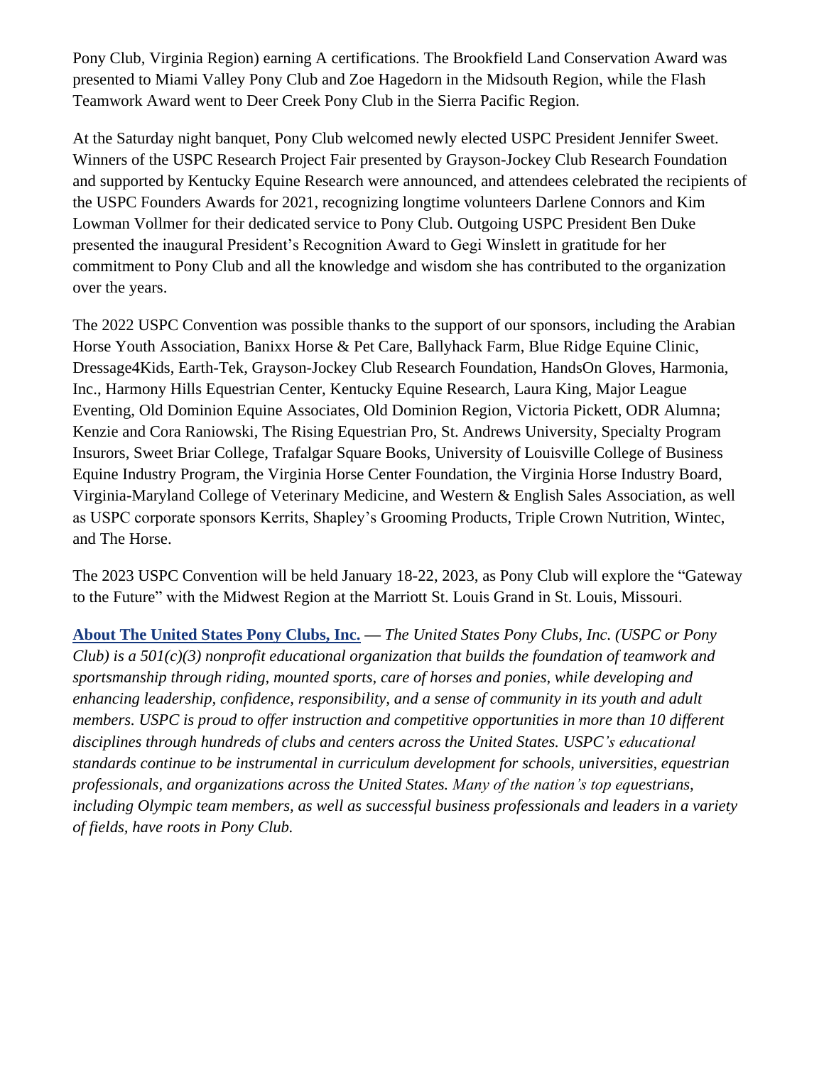Pony Club, Virginia Region) earning A certifications. The Brookfield Land Conservation Award was presented to Miami Valley Pony Club and Zoe Hagedorn in the Midsouth Region, while the Flash Teamwork Award went to Deer Creek Pony Club in the Sierra Pacific Region.

At the Saturday night banquet, Pony Club welcomed newly elected USPC President Jennifer Sweet. Winners of the USPC Research Project Fair presented by Grayson-Jockey Club Research Foundation and supported by Kentucky Equine Research were announced, and attendees celebrated the recipients of the USPC Founders Awards for 2021, recognizing longtime volunteers Darlene Connors and Kim Lowman Vollmer for their dedicated service to Pony Club. Outgoing USPC President Ben Duke presented the inaugural President's Recognition Award to Gegi Winslett in gratitude for her commitment to Pony Club and all the knowledge and wisdom she has contributed to the organization over the years.

The 2022 USPC Convention was possible thanks to the support of our sponsors, including the Arabian Horse Youth Association, Banixx Horse & Pet Care, Ballyhack Farm, Blue Ridge Equine Clinic, Dressage4Kids, Earth-Tek, Grayson-Jockey Club Research Foundation, HandsOn Gloves, Harmonia, Inc., Harmony Hills Equestrian Center, Kentucky Equine Research, Laura King, Major League Eventing, Old Dominion Equine Associates, Old Dominion Region, Victoria Pickett, ODR Alumna; Kenzie and Cora Raniowski, The Rising Equestrian Pro, St. Andrews University, Specialty Program Insurors, Sweet Briar College, Trafalgar Square Books, University of Louisville College of Business Equine Industry Program, the Virginia Horse Center Foundation, the Virginia Horse Industry Board, Virginia-Maryland College of Veterinary Medicine, and Western & English Sales Association, as well as USPC corporate sponsors Kerrits, Shapley's Grooming Products, Triple Crown Nutrition, Wintec, and The Horse.

The 2023 USPC Convention will be held January 18-22, 2023, as Pony Club will explore the "Gateway to the Future" with the Midwest Region at the Marriott St. Louis Grand in St. Louis, Missouri.

**About The United States Pony Clubs, Inc.** — *The United States Pony Clubs, Inc. (USPC or Pony Club) is a 501(c)(3) nonprofit educational organization that builds the foundation of teamwork and sportsmanship through riding, mounted sports, care of horses and ponies, while developing and enhancing leadership, confidence, responsibility, and a sense of community in its youth and adult members. USPC is proud to offer instruction and competitive opportunities in more than 10 different disciplines through hundreds of clubs and centers across the United States. USPC's educational standards continue to be instrumental in curriculum development for schools, universities, equestrian professionals, and organizations across the United States. Many of the nation's top equestrians, including Olympic team members, as well as successful business professionals and leaders in a variety of fields, have roots in Pony Club.*